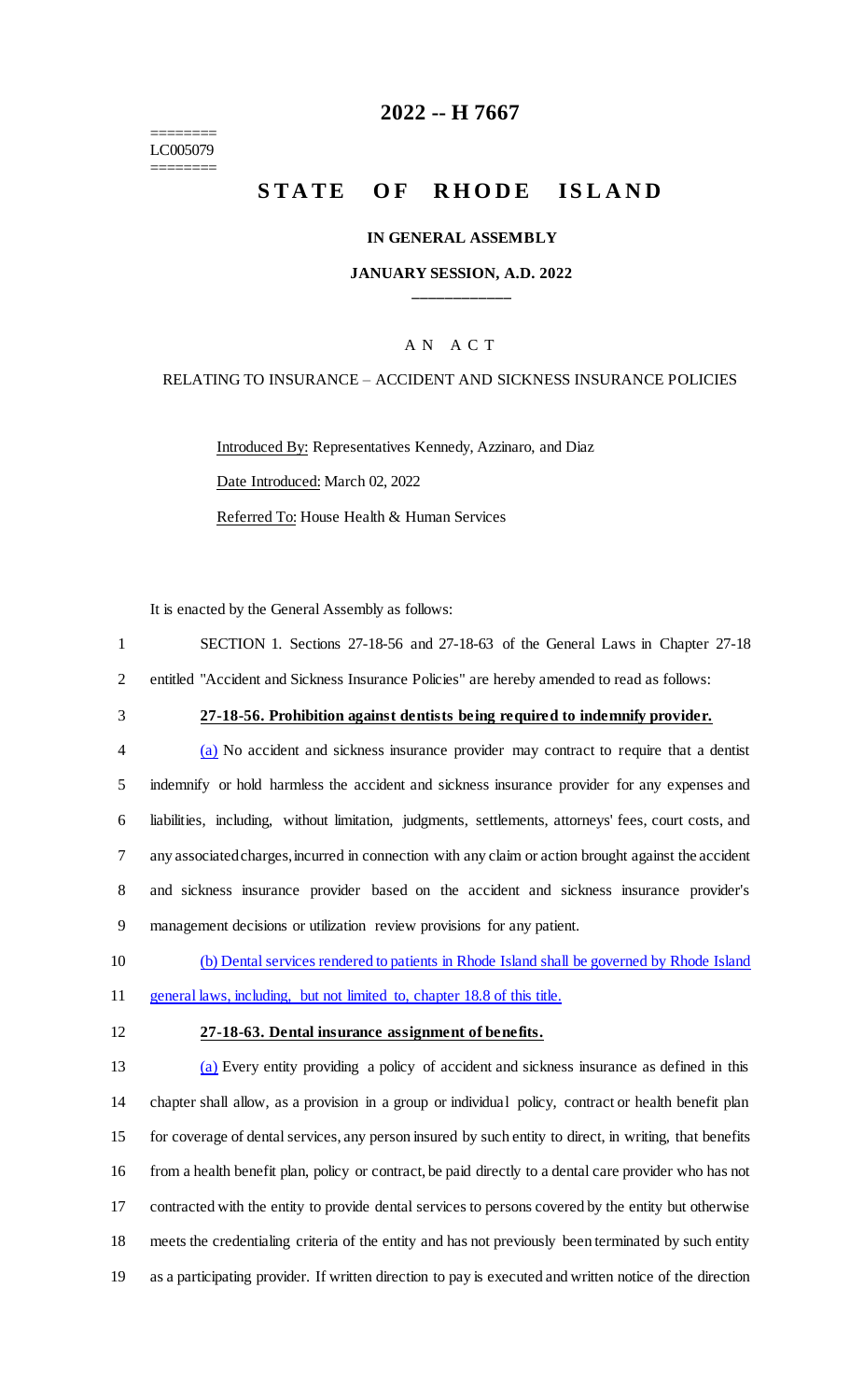========
LC005079
========

# 2022 -- H 7667

## STATE OF RHODE ISLAND

### IN GENERAL ASSEMBLY

### JANUARY SESSION, A.D. 2022

____________

A N A C T

RELATING TO INSURANCE – ACCIDENT AND SICKNESS INSURANCE POLICIES

Introduced By: Representatives Kennedy, Azzinaro, and Diaz

Date Introduced: March 02, 2022

Referred To: House Health & Human Services

It is enacted by the General Assembly as follows:

1 SECTION 1. Sections 27-18-56 and 27-18-63 of the General Laws in Chapter 27-18
2 entitled "Accident and Sickness Insurance Policies" are hereby amended to read as follows:

3 **27-18-56. Prohibition against dentists being required to indemnify provider.**

4 (a) No accident and sickness insurance provider may contract to require that a dentist
5 indemnify or hold harmless the accident and sickness insurance provider for any expenses and
6 liabilities, including, without limitation, judgments, settlements, attorneys' fees, court costs, and
7 any associated charges, incurred in connection with any claim or action brought against the accident
8 and sickness insurance provider based on the accident and sickness insurance provider's
9 management decisions or utilization review provisions for any patient.

10 (b) Dental services rendered to patients in Rhode Island shall be governed by Rhode Island
11 general laws, including, but not limited to, chapter 18.8 of this title.

12 **27-18-63. Dental insurance assignment of benefits.**

13 (a) Every entity providing a policy of accident and sickness insurance as defined in this
14 chapter shall allow, as a provision in a group or individual policy, contract or health benefit plan
15 for coverage of dental services, any person insured by such entity to direct, in writing, that benefits
16 from a health benefit plan, policy or contract, be paid directly to a dental care provider who has not
17 contracted with the entity to provide dental services to persons covered by the entity but otherwise
18 meets the credentialing criteria of the entity and has not previously been terminated by such entity
19 as a participating provider. If written direction to pay is executed and written notice of the direction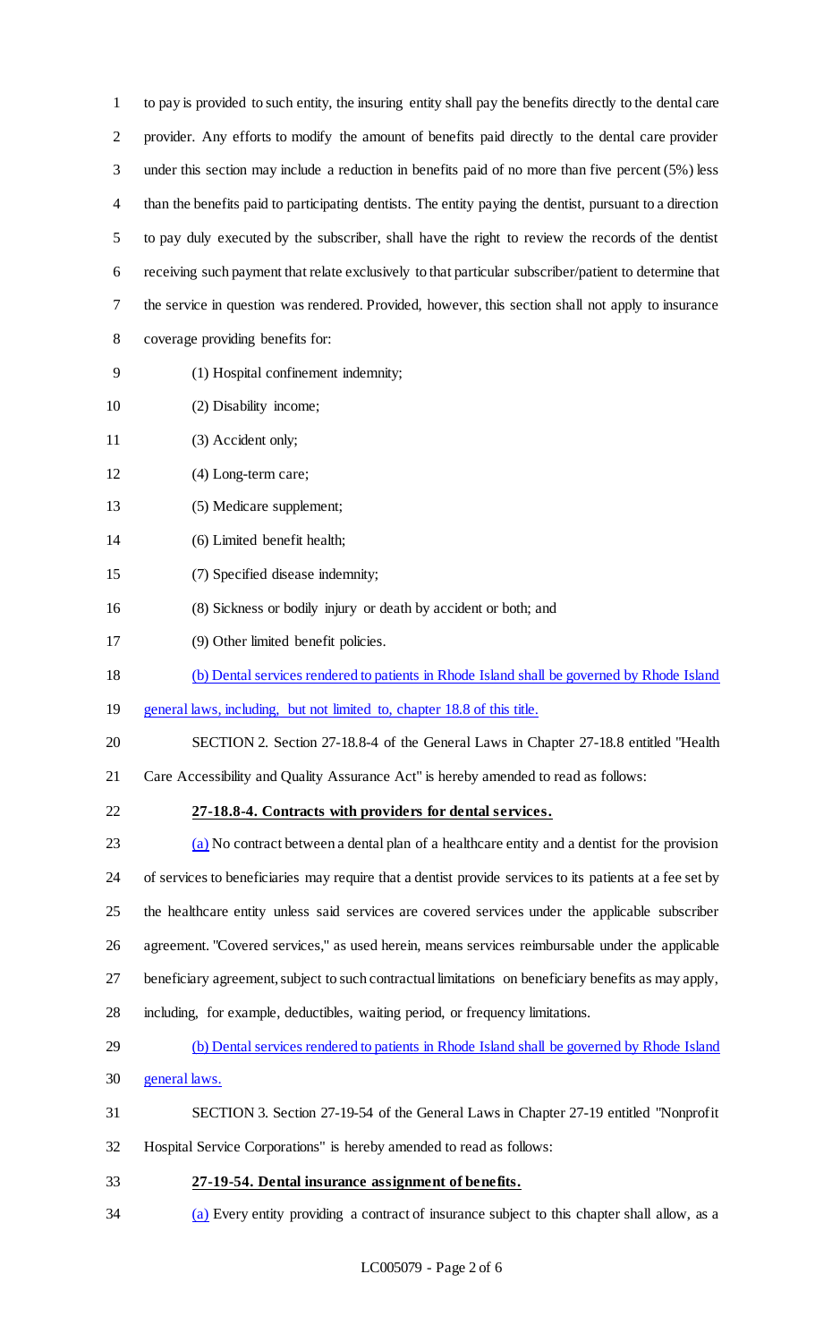to pay is provided to such entity, the insuring entity shall pay the benefits directly to the dental care provider. Any efforts to modify the amount of benefits paid directly to the dental care provider under this section may include a reduction in benefits paid of no more than five percent (5%) less than the benefits paid to participating dentists. The entity paying the dentist, pursuant to a direction to pay duly executed by the subscriber, shall have the right to review the records of the dentist receiving such payment that relate exclusively to that particular subscriber/patient to determine that the service in question was rendered. Provided, however, this section shall not apply to insurance coverage providing benefits for:

(1) Hospital confinement indemnity;

(2) Disability income;

(3) Accident only;

(4) Long-term care;

(5) Medicare supplement;

(6) Limited benefit health;

(7) Specified disease indemnity;

(8) Sickness or bodily injury or death by accident or both; and

(9) Other limited benefit policies.

(b) Dental services rendered to patients in Rhode Island shall be governed by Rhode Island general laws, including, but not limited to, chapter 18.8 of this title.

SECTION 2. Section 27-18.8-4 of the General Laws in Chapter 27-18.8 entitled "Health Care Accessibility and Quality Assurance Act" is hereby amended to read as follows:

**27-18.8-4. Contracts with providers for dental services.**

(a) No contract between a dental plan of a healthcare entity and a dentist for the provision of services to beneficiaries may require that a dentist provide services to its patients at a fee set by the healthcare entity unless said services are covered services under the applicable subscriber agreement. "Covered services," as used herein, means services reimbursable under the applicable beneficiary agreement, subject to such contractual limitations on beneficiary benefits as may apply, including, for example, deductibles, waiting period, or frequency limitations.

(b) Dental services rendered to patients in Rhode Island shall be governed by Rhode Island general laws.

SECTION 3. Section 27-19-54 of the General Laws in Chapter 27-19 entitled "Nonprofit Hospital Service Corporations" is hereby amended to read as follows:

**27-19-54. Dental insurance assignment of benefits.**

(a) Every entity providing a contract of insurance subject to this chapter shall allow, as a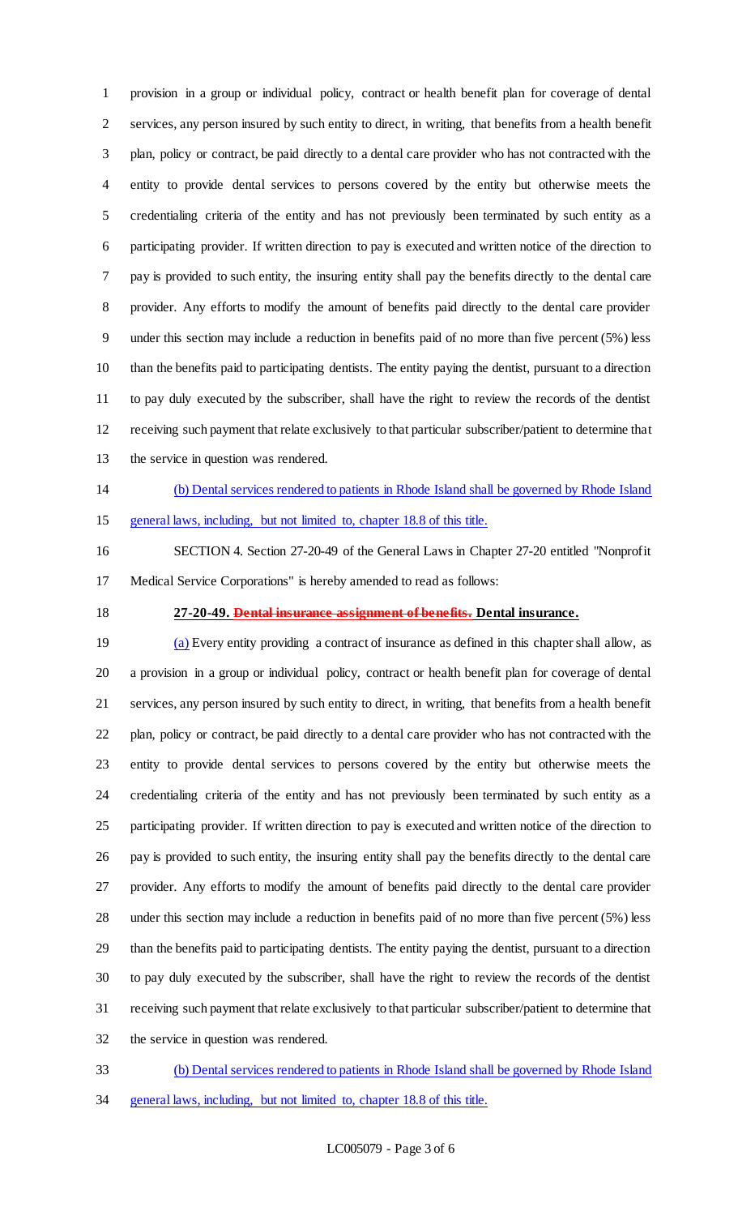provision in a group or individual policy, contract or health benefit plan for coverage of dental services, any person insured by such entity to direct, in writing, that benefits from a health benefit plan, policy or contract, be paid directly to a dental care provider who has not contracted with the entity to provide dental services to persons covered by the entity but otherwise meets the credentialing criteria of the entity and has not previously been terminated by such entity as a participating provider. If written direction to pay is executed and written notice of the direction to pay is provided to such entity, the insuring entity shall pay the benefits directly to the dental care provider. Any efforts to modify the amount of benefits paid directly to the dental care provider under this section may include a reduction in benefits paid of no more than five percent (5%) less than the benefits paid to participating dentists. The entity paying the dentist, pursuant to a direction to pay duly executed by the subscriber, shall have the right to review the records of the dentist receiving such payment that relate exclusively to that particular subscriber/patient to determine that the service in question was rendered.

(b) Dental services rendered to patients in Rhode Island shall be governed by Rhode Island general laws, including, but not limited to, chapter 18.8 of this title.

SECTION 4. Section 27-20-49 of the General Laws in Chapter 27-20 entitled "Nonprofit Medical Service Corporations" is hereby amended to read as follows:

**27-20-49. ~~Dental insurance assignment of benefits.~~ Dental insurance.**

(a) Every entity providing a contract of insurance as defined in this chapter shall allow, as a provision in a group or individual policy, contract or health benefit plan for coverage of dental services, any person insured by such entity to direct, in writing, that benefits from a health benefit plan, policy or contract, be paid directly to a dental care provider who has not contracted with the entity to provide dental services to persons covered by the entity but otherwise meets the credentialing criteria of the entity and has not previously been terminated by such entity as a participating provider. If written direction to pay is executed and written notice of the direction to pay is provided to such entity, the insuring entity shall pay the benefits directly to the dental care provider. Any efforts to modify the amount of benefits paid directly to the dental care provider under this section may include a reduction in benefits paid of no more than five percent (5%) less than the benefits paid to participating dentists. The entity paying the dentist, pursuant to a direction to pay duly executed by the subscriber, shall have the right to review the records of the dentist receiving such payment that relate exclusively to that particular subscriber/patient to determine that the service in question was rendered.

(b) Dental services rendered to patients in Rhode Island shall be governed by Rhode Island general laws, including, but not limited to, chapter 18.8 of this title.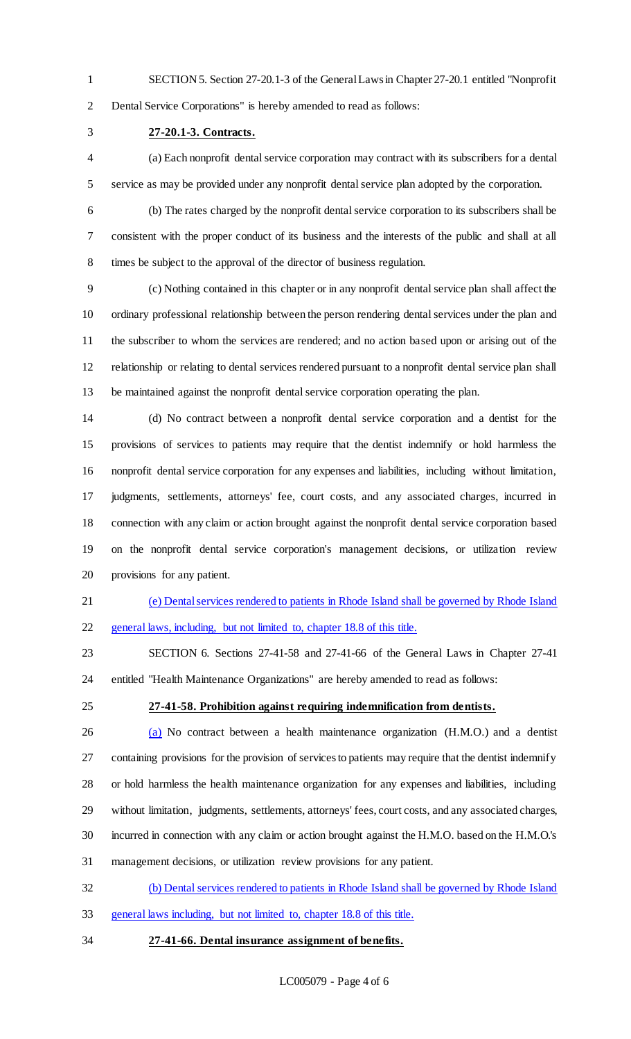SECTION 5. Section 27-20.1-3 of the General Laws in Chapter 27-20.1 entitled "Nonprofit Dental Service Corporations" is hereby amended to read as follows:

**27-20.1-3. Contracts.**

(a) Each nonprofit dental service corporation may contract with its subscribers for a dental service as may be provided under any nonprofit dental service plan adopted by the corporation.

(b) The rates charged by the nonprofit dental service corporation to its subscribers shall be consistent with the proper conduct of its business and the interests of the public and shall at all times be subject to the approval of the director of business regulation.

(c) Nothing contained in this chapter or in any nonprofit dental service plan shall affect the ordinary professional relationship between the person rendering dental services under the plan and the subscriber to whom the services are rendered; and no action based upon or arising out of the relationship or relating to dental services rendered pursuant to a nonprofit dental service plan shall be maintained against the nonprofit dental service corporation operating the plan.

(d) No contract between a nonprofit dental service corporation and a dentist for the provisions of services to patients may require that the dentist indemnify or hold harmless the nonprofit dental service corporation for any expenses and liabilities, including without limitation, judgments, settlements, attorneys' fee, court costs, and any associated charges, incurred in connection with any claim or action brought against the nonprofit dental service corporation based on the nonprofit dental service corporation's management decisions, or utilization review provisions for any patient.

(e) Dental services rendered to patients in Rhode Island shall be governed by Rhode Island general laws, including, but not limited to, chapter 18.8 of this title.

SECTION 6. Sections 27-41-58 and 27-41-66 of the General Laws in Chapter 27-41 entitled "Health Maintenance Organizations" are hereby amended to read as follows:

**27-41-58. Prohibition against requiring indemnification from dentists.**

(a) No contract between a health maintenance organization (H.M.O.) and a dentist containing provisions for the provision of services to patients may require that the dentist indemnify or hold harmless the health maintenance organization for any expenses and liabilities, including without limitation, judgments, settlements, attorneys' fees, court costs, and any associated charges, incurred in connection with any claim or action brought against the H.M.O. based on the H.M.O.'s management decisions, or utilization review provisions for any patient.

(b) Dental services rendered to patients in Rhode Island shall be governed by Rhode Island general laws including, but not limited to, chapter 18.8 of this title.

**27-41-66. Dental insurance assignment of benefits.**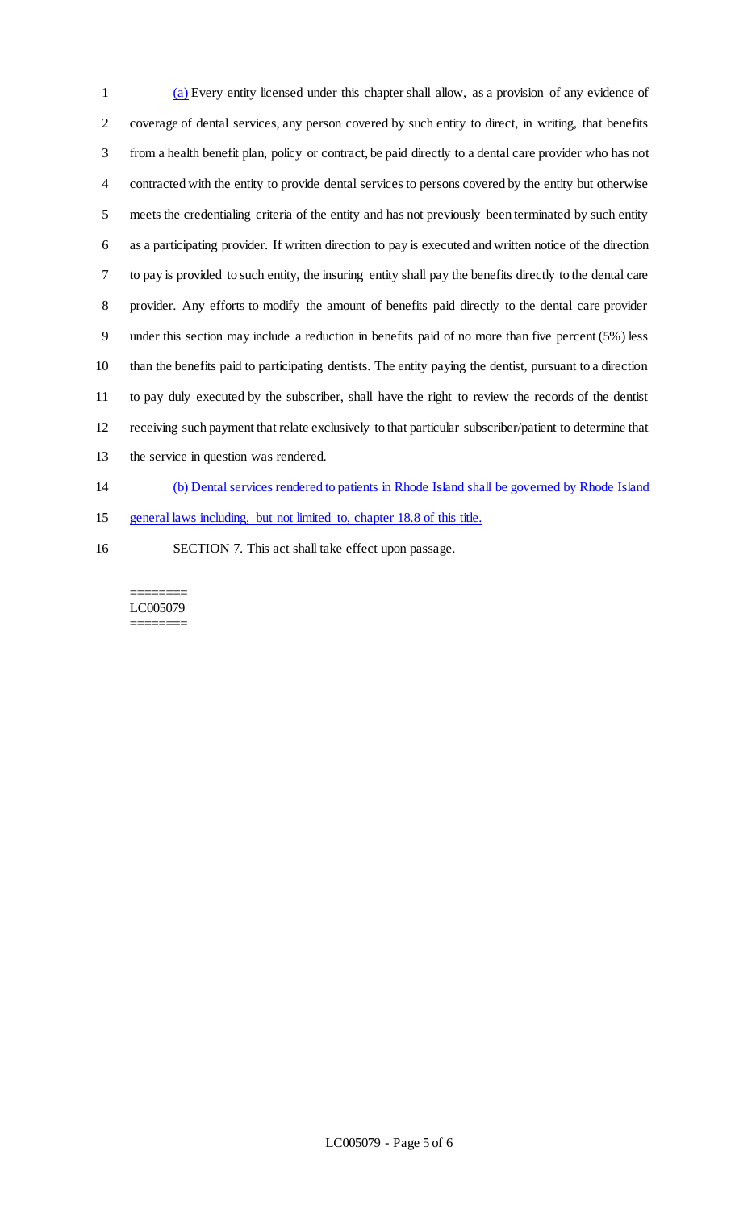(a) Every entity licensed under this chapter shall allow, as a provision of any evidence of coverage of dental services, any person covered by such entity to direct, in writing, that benefits from a health benefit plan, policy or contract, be paid directly to a dental care provider who has not contracted with the entity to provide dental services to persons covered by the entity but otherwise meets the credentialing criteria of the entity and has not previously been terminated by such entity as a participating provider. If written direction to pay is executed and written notice of the direction to pay is provided to such entity, the insuring entity shall pay the benefits directly to the dental care provider. Any efforts to modify the amount of benefits paid directly to the dental care provider under this section may include a reduction in benefits paid of no more than five percent (5%) less than the benefits paid to participating dentists. The entity paying the dentist, pursuant to a direction to pay duly executed by the subscriber, shall have the right to review the records of the dentist receiving such payment that relate exclusively to that particular subscriber/patient to determine that the service in question was rendered.

(b) Dental services rendered to patients in Rhode Island shall be governed by Rhode Island general laws including, but not limited to, chapter 18.8 of this title.

SECTION 7. This act shall take effect upon passage.

========
LC005079
========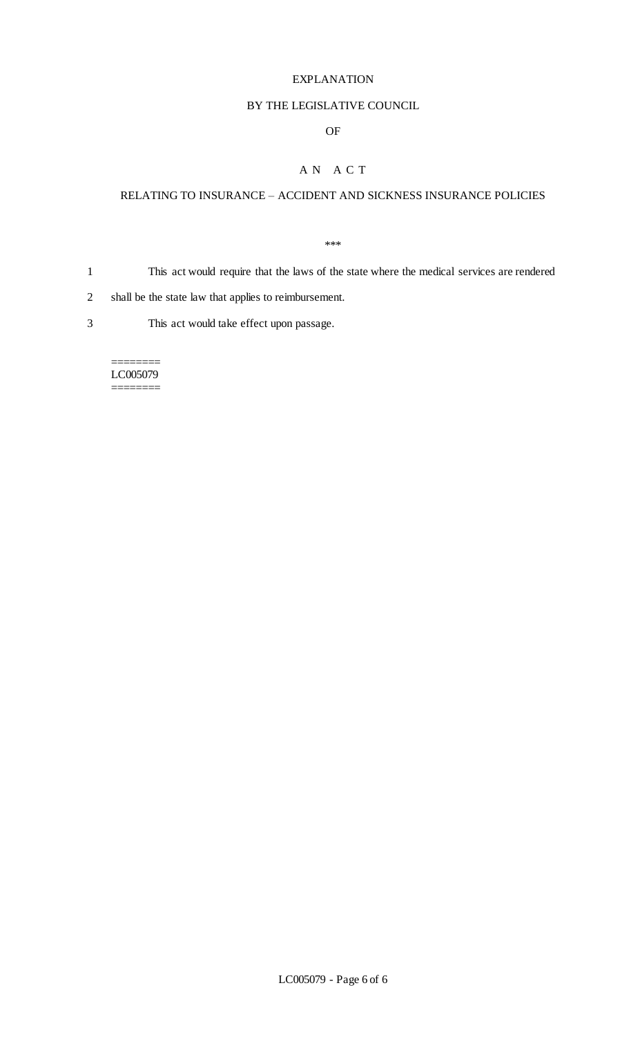EXPLANATION

BY THE LEGISLATIVE COUNCIL

OF

# A N A C T

RELATING TO INSURANCE – ACCIDENT AND SICKNESS INSURANCE POLICIES

\*\*\*

1 This act would require that the laws of the state where the medical services are rendered
2 shall be the state law that applies to reimbursement.
3 This act would take effect upon passage.

========
LC005079
========